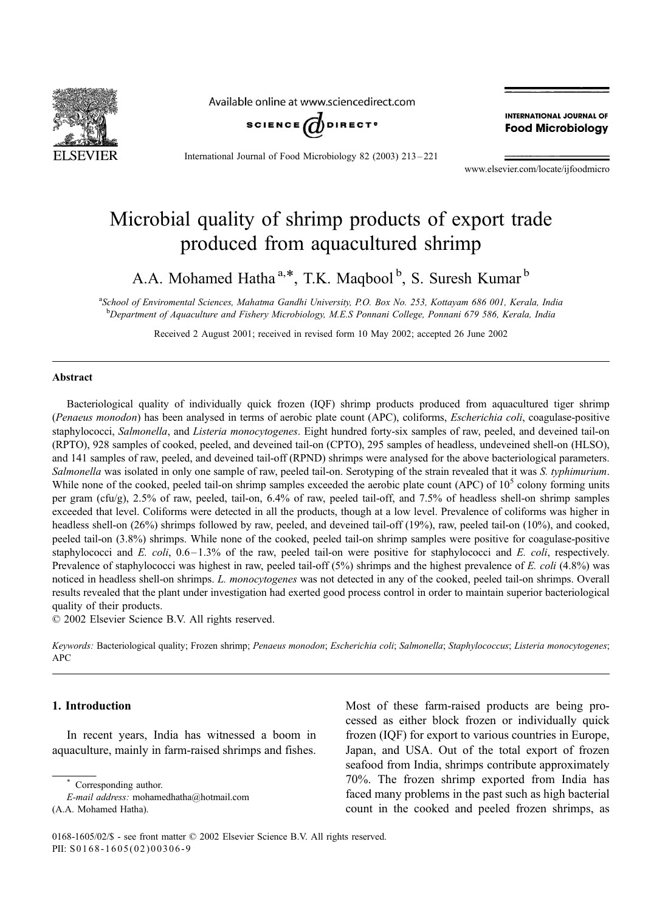# Microbial quality of shrimp products of export trade produced from aquacultured shrimp

A.A. Mohamed Hatha [a,*], T.K. Maqbool [b], S. Suresh Kumar [b]

[a] School of Enviromental Sciences, Mahatma Gandhi University, P.O. Box No. 253, Kottayam 686 001, Kerala, India
[b] Department of Aquaculture and Fishery Microbiology, M.E.S Ponnani College, Ponnani 679 586, Kerala, India

Received 2 August 2001; received in revised form 10 May 2002; accepted 26 June 2002

## Abstract

Bacteriological quality of individually quick frozen (IQF) shrimp products produced from aquacultured tiger shrimp (*Penaeus monodon*) has been analysed in terms of aerobic plate count (APC), coliforms, *Escherichia coli*, coagulase-positive staphylococci, *Salmonella*, and *Listeria monocytogenes*. Eight hundred forty-six samples of raw, peeled, and deveined tail-on (RPTO), 928 samples of cooked, peeled, and deveined tail-on (CPTO), 295 samples of headless, undeveined shell-on (HLSO), and 141 samples of raw, peeled, and deveined tail-off (RPND) shrimps were analysed for the above bacteriological parameters. *Salmonella* was isolated in only one sample of raw, peeled tail-on. Serotyping of the strain revealed that it was *S. typhimurium*. While none of the cooked, peeled tail-on shrimp samples exceeded the aerobic plate count (APC) of $10^5$ colony forming units per gram (cfu/g), 2.5% of raw, peeled, tail-on, 6.4% of raw, peeled tail-off, and 7.5% of headless shell-on shrimp samples exceeded that level. Coliforms were detected in all the products, though at a low level. Prevalence of coliforms was higher in headless shell-on (26%) shrimps followed by raw, peeled, and deveined tail-off (19%), raw, peeled tail-on (10%), and cooked, peeled tail-on (3.8%) shrimps. While none of the cooked, peeled tail-on shrimp samples were positive for coagulase-positive staphylococci and *E. coli*, 0.6–1.3% of the raw, peeled tail-on were positive for staphylococci and *E. coli*, respectively. Prevalence of staphylococci was highest in raw, peeled tail-off (5%) shrimps and the highest prevalence of *E. coli* (4.8%) was noticed in headless shell-on shrimps. *L. monocytogenes* was not detected in any of the cooked, peeled tail-on shrimps. Overall results revealed that the plant under investigation had exerted good process control in order to maintain superior bacteriological quality of their products.

© 2002 Elsevier Science B.V. All rights reserved.

*Keywords:* Bacteriological quality; Frozen shrimp; *Penaeus monodon*; *Escherichia coli*; *Salmonella*; *Staphylococcus*; *Listeria monocytogenes*; APC

## 1. Introduction

In recent years, India has witnessed a boom in aquaculture, mainly in farm-raised shrimps and fishes. Most of these farm-raised products are being processed as either block frozen or individually quick frozen (IQF) for export to various countries in Europe, Japan, and USA. Out of the total export of frozen seafood from India, shrimps contribute approximately 70%. The frozen shrimp exported from India has faced many problems in the past such as high bacterial count in the cooked and peeled frozen shrimps, as

\* Corresponding author.
*E-mail address:* mohamedhatha@hotmail.com
(A.A. Mohamed Hatha).

0168-1605/02/$ - see front matter © 2002 Elsevier Science B.V. All rights reserved.
PII: S0168-1605(02)00306-9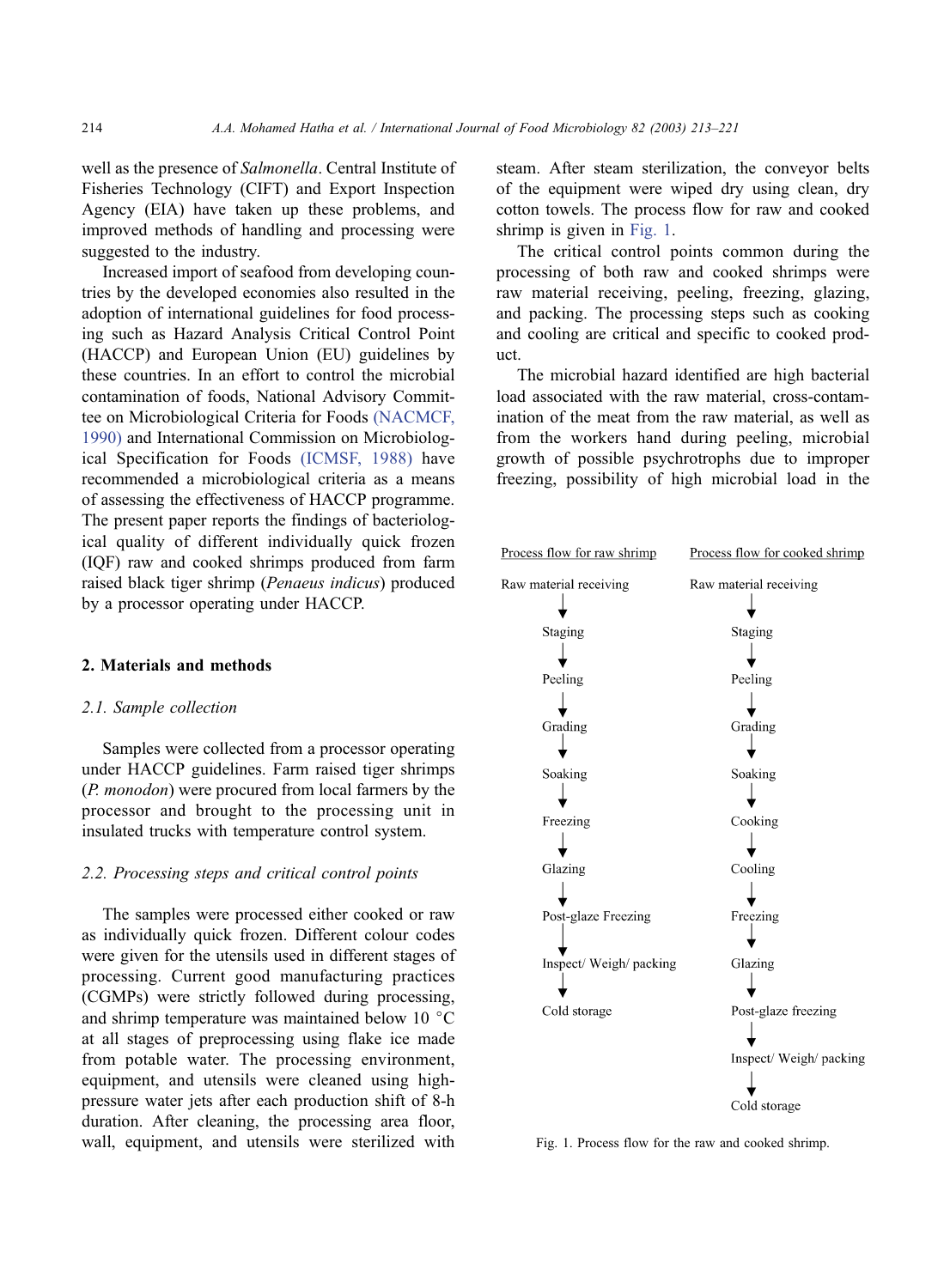well as the presence of *Salmonella*. Central Institute of Fisheries Technology (CIFT) and Export Inspection Agency (EIA) have taken up these problems, and improved methods of handling and processing were suggested to the industry.

Increased import of seafood from developing countries by the developed economies also resulted in the adoption of international guidelines for food processing such as Hazard Analysis Critical Control Point (HACCP) and European Union (EU) guidelines by these countries. In an effort to control the microbial contamination of foods, National Advisory Committee on Microbiological Criteria for Foods (NACMCF, 1990) and International Commission on Microbiological Specification for Foods (ICMSF, 1988) have recommended a microbiological criteria as a means of assessing the effectiveness of HACCP programme. The present paper reports the findings of bacteriological quality of different individually quick frozen (IQF) raw and cooked shrimps produced from farm raised black tiger shrimp (*Penaeus indicus*) produced by a processor operating under HACCP.

## 2. Materials and methods

### 2.1. Sample collection

Samples were collected from a processor operating under HACCP guidelines. Farm raised tiger shrimps (*P. monodon*) were procured from local farmers by the processor and brought to the processing unit in insulated trucks with temperature control system.

### 2.2. Processing steps and critical control points

The samples were processed either cooked or raw as individually quick frozen. Different colour codes were given for the utensils used in different stages of processing. Current good manufacturing practices (CGMPs) were strictly followed during processing, and shrimp temperature was maintained below 10 °C at all stages of preprocessing using flake ice made from potable water. The processing environment, equipment, and utensils were cleaned using high-pressure water jets after each production shift of 8-h duration. After cleaning, the processing area floor, wall, equipment, and utensils were sterilized with steam. After steam sterilization, the conveyor belts of the equipment were wiped dry using clean, dry cotton towels. The process flow for raw and cooked shrimp is given in Fig. 1.

The critical control points common during the processing of both raw and cooked shrimps were raw material receiving, peeling, freezing, glazing, and packing. The processing steps such as cooking and cooling are critical and specific to cooked product.

The microbial hazard identified are high bacterial load associated with the raw material, cross-contamination of the meat from the raw material, as well as from the workers hand during peeling, microbial growth of possible psychrotrophs due to improper freezing, possibility of high microbial load in the

| Process flow for raw shrimp | Process flow for cooked shrimp |
|---|---|
| Raw material receiving | Raw material receiving |
| ↓ | ↓ |
| Staging | Staging |
| ↓ | ↓ |
| Peeling | Peeling |
| ↓ | ↓ |
| Grading | Grading |
| ↓ | ↓ |
| Soaking | Soaking |
| ↓ | ↓ |
| Freezing | Cooking |
| ↓ | ↓ |
| Glazing | Cooling |
| ↓ | ↓ |
| Post-glaze Freezing | Freezing |
| ↓ | ↓ |
| Inspect/ Weigh/ packing | Glazing |
| ↓ | ↓ |
| Cold storage | Post-glaze freezing |
| | ↓ |
| | Inspect/ Weigh/ packing |
| | ↓ |
| | Cold storage |

Fig. 1. Process flow for the raw and cooked shrimp.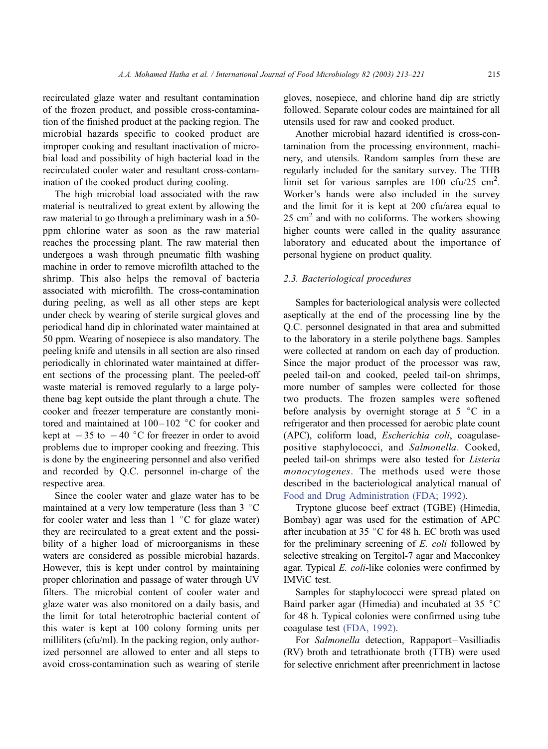recirculated glaze water and resultant contamination of the frozen product, and possible cross-contamination of the finished product at the packing region. The microbial hazards specific to cooked product are improper cooking and resultant inactivation of microbial load and possibility of high bacterial load in the recirculated cooler water and resultant cross-contamination of the cooked product during cooling.

The high microbial load associated with the raw material is neutralized to great extent by allowing the raw material to go through a preliminary wash in a 50-ppm chlorine water as soon as the raw material reaches the processing plant. The raw material then undergoes a wash through pneumatic filth washing machine in order to remove microfilth attached to the shrimp. This also helps the removal of bacteria associated with microfilth. The cross-contamination during peeling, as well as all other steps are kept under check by wearing of sterile surgical gloves and periodical hand dip in chlorinated water maintained at 50 ppm. Wearing of nosepiece is also mandatory. The peeling knife and utensils in all section are also rinsed periodically in chlorinated water maintained at different sections of the processing plant. The peeled-off waste material is removed regularly to a large polythene bag kept outside the plant through a chute. The cooker and freezer temperature are constantly monitored and maintained at 100–102 °C for cooker and kept at − 35 to − 40 °C for freezer in order to avoid problems due to improper cooking and freezing. This is done by the engineering personnel and also verified and recorded by Q.C. personnel in-charge of the respective area.

Since the cooler water and glaze water has to be maintained at a very low temperature (less than 3 °C for cooler water and less than 1 °C for glaze water) they are recirculated to a great extent and the possibility of a higher load of microorganisms in these waters are considered as possible microbial hazards. However, this is kept under control by maintaining proper chlorination and passage of water through UV filters. The microbial content of cooler water and glaze water was also monitored on a daily basis, and the limit for total heterotrophic bacterial content of this water is kept at 100 colony forming units per milliliters (cfu/ml). In the packing region, only authorized personnel are allowed to enter and all steps to avoid cross-contamination such as wearing of sterile gloves, nosepiece, and chlorine hand dip are strictly followed. Separate colour codes are maintained for all utensils used for raw and cooked product.

Another microbial hazard identified is cross-contamination from the processing environment, machinery, and utensils. Random samples from these are regularly included for the sanitary survey. The THB limit set for various samples are 100 cfu/25 $cm^2$. Worker's hands were also included in the survey and the limit for it is kept at 200 cfu/area equal to 25 $cm^2$ and with no coliforms. The workers showing higher counts were called in the quality assurance laboratory and educated about the importance of personal hygiene on product quality.

### 2.3. Bacteriological procedures

Samples for bacteriological analysis were collected aseptically at the end of the processing line by the Q.C. personnel designated in that area and submitted to the laboratory in a sterile polythene bags. Samples were collected at random on each day of production. Since the major product of the processor was raw, peeled tail-on and cooked, peeled tail-on shrimps, more number of samples were collected for those two products. The frozen samples were softened before analysis by overnight storage at 5 °C in a refrigerator and then processed for aerobic plate count (APC), coliform load, *Escherichia coli*, coagulase-positive staphylococci, and *Salmonella*. Cooked, peeled tail-on shrimps were also tested for *Listeria monocytogenes*. The methods used were those described in the bacteriological analytical manual of Food and Drug Administration (FDA; 1992).

Tryptone glucose beef extract (TGBE) (Himedia, Bombay) agar was used for the estimation of APC after incubation at 35 °C for 48 h. EC broth was used for the preliminary screening of *E. coli* followed by selective streaking on Tergitol-7 agar and Macconkey agar. Typical *E. coli*-like colonies were confirmed by IMViC test.

Samples for staphylococci were spread plated on Baird parker agar (Himedia) and incubated at 35 °C for 48 h. Typical colonies were confirmed using tube coagulase test (FDA, 1992).

For *Salmonella* detection, Rappaport–Vasilliadis (RV) broth and tetrathionate broth (TTB) were used for selective enrichment after preenrichment in lactose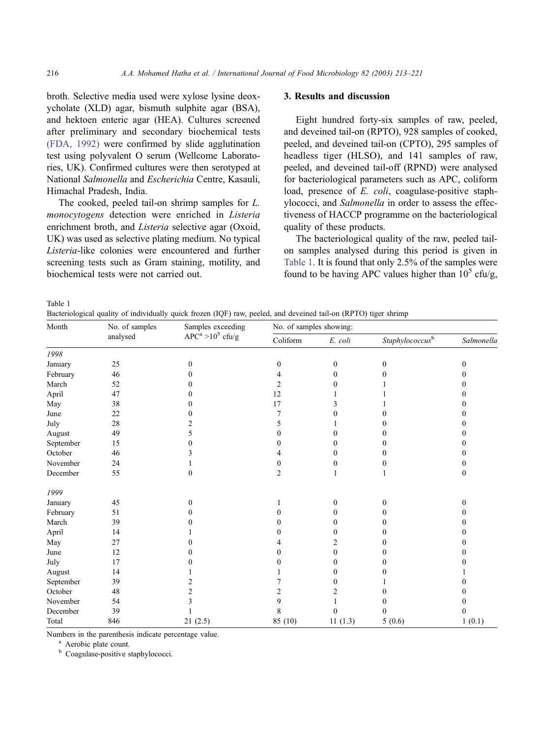broth. Selective media used were xylose lysine deoxycholate (XLD) agar, bismuth sulphite agar (BSA), and hektoen enteric agar (HEA). Cultures screened after preliminary and secondary biochemical tests (FDA, 1992) were confirmed by slide agglutination test using polyvalent O serum (Wellcome Laboratories, UK). Confirmed cultures were then serotyped at National *Salmonella* and *Escherichia* Centre, Kasauli, Himachal Pradesh, India.

The cooked, peeled tail-on shrimp samples for *L. monocytogens* detection were enriched in *Listeria* enrichment broth, and *Listeria* selective agar (Oxoid, UK) was used as selective plating medium. No typical *Listeria*-like colonies were encountered and further screening tests such as Gram staining, motility, and biochemical tests were not carried out.

## 3. Results and discussion

Eight hundred forty-six samples of raw, peeled, and deveined tail-on (RPTO), 928 samples of cooked, peeled, and deveined tail-on (CPTO), 295 samples of headless tiger (HLSO), and 141 samples of raw, peeled, and deveined tail-off (RPND) were analysed for bacteriological parameters such as APC, coliform load, presence of *E. coli*, coagulase-positive staphylococci, and *Salmonella* in order to assess the effectiveness of HACCP programme on the bacteriological quality of these products.

The bacteriological quality of the raw, peeled tail-on samples analysed during this period is given in Table 1. It is found that only 2.5% of the samples were found to be having APC values higher than $10^5$ cfu/g,

Table 1
Bacteriological quality of individually quick frozen (IQF) raw, peeled, and deveined tail-on (RPTO) tiger shrimp

| Month | No. of samples analysed | Samples exceeding APC[a] $>10^5$ cfu/g | No. of samples showing: | | | |
|---|---|---|---|---|---|---|
| | | | Coliform | *E. coli* | *Staphylococcus*[b] | *Salmonella* |
| *1998* | | | | | | |
| January | 25 | 0 | 0 | 0 | 0 | 0 |
| February | 46 | 0 | 4 | 0 | 0 | 0 |
| March | 52 | 0 | 2 | 0 | 1 | 0 |
| April | 47 | 0 | 12 | 1 | 1 | 0 |
| May | 38 | 0 | 17 | 3 | 1 | 0 |
| June | 22 | 0 | 7 | 0 | 0 | 0 |
| July | 28 | 2 | 5 | 1 | 0 | 0 |
| August | 49 | 5 | 0 | 0 | 0 | 0 |
| September | 15 | 0 | 0 | 0 | 0 | 0 |
| October | 46 | 3 | 4 | 0 | 0 | 0 |
| November | 24 | 1 | 0 | 0 | 0 | 0 |
| December | 55 | 0 | 2 | 1 | 1 | 0 |
| *1999* | | | | | | |
| January | 45 | 0 | 1 | 0 | 0 | 0 |
| February | 51 | 0 | 0 | 0 | 0 | 0 |
| March | 39 | 0 | 0 | 0 | 0 | 0 |
| April | 14 | 1 | 0 | 0 | 0 | 0 |
| May | 27 | 0 | 4 | 2 | 0 | 0 |
| June | 12 | 0 | 0 | 0 | 0 | 0 |
| July | 17 | 0 | 0 | 0 | 0 | 0 |
| August | 14 | 1 | 1 | 0 | 0 | 1 |
| September | 39 | 2 | 7 | 0 | 1 | 0 |
| October | 48 | 2 | 2 | 2 | 0 | 0 |
| November | 54 | 3 | 9 | 1 | 0 | 0 |
| December | 39 | 1 | 8 | 0 | 0 | 0 |
| Total | 846 | 21 (2.5) | 85 (10) | 11 (1.3) | 5 (0.6) | 1 (0.1) |

Numbers in the parenthesis indicate percentage value.
[a] Aerobic plate count.
[b] Coagulase-positive staphylococci.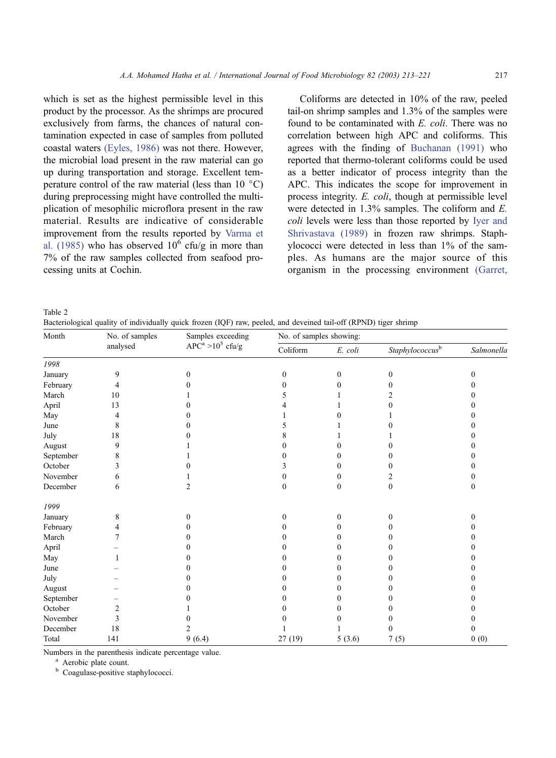which is set as the highest permissible level in this product by the processor. As the shrimps are procured exclusively from farms, the chances of natural contamination expected in case of samples from polluted coastal waters (Eyles, 1986) was not there. However, the microbial load present in the raw material can go up during transportation and storage. Excellent temperature control of the raw material (less than 10 °C) during preprocessing might have controlled the multiplication of mesophilic microflora present in the raw material. Results are indicative of considerable improvement from the results reported by Varma et al. (1985) who has observed $10^6$ cfu/g in more than 7% of the raw samples collected from seafood processing units at Cochin.

Coliforms are detected in 10% of the raw, peeled tail-on shrimp samples and 1.3% of the samples were found to be contaminated with *E. coli*. There was no correlation between high APC and coliforms. This agrees with the finding of Buchanan (1991) who reported that thermo-tolerant coliforms could be used as a better indicator of process integrity than the APC. This indicates the scope for improvement in process integrity. *E. coli*, though at permissible level were detected in 1.3% samples. The coliform and *E. coli* levels were less than those reported by Iyer and Shrivastava (1989) in frozen raw shrimps. Staphylococci were detected in less than 1% of the samples. As humans are the major source of this organism in the processing environment (Garret,

Table 2
Bacteriological quality of individually quick frozen (IQF) raw, peeled, and deveined tail-off (RPND) tiger shrimp

| Month | No. of samples analysed | Samples exceeding APC[a] $>10^5$ cfu/g | No. of samples showing: | | | |
|---|---|---|---|---|---|---|
| | | | Coliform | *E. coli* | *Staphylococcus*[b] | *Salmonella* |
| *1998* | | | | | | |
| January | 9 | 0 | 0 | 0 | 0 | 0 |
| February | 4 | 0 | 0 | 0 | 0 | 0 |
| March | 10 | 1 | 5 | 1 | 2 | 0 |
| April | 13 | 0 | 4 | 1 | 0 | 0 |
| May | 4 | 0 | 1 | 0 | 1 | 0 |
| June | 8 | 0 | 5 | 1 | 0 | 0 |
| July | 18 | 0 | 8 | 1 | 1 | 0 |
| August | 9 | 1 | 0 | 0 | 0 | 0 |
| September | 8 | 1 | 0 | 0 | 0 | 0 |
| October | 3 | 0 | 3 | 0 | 0 | 0 |
| November | 6 | 1 | 0 | 0 | 2 | 0 |
| December | 6 | 2 | 0 | 0 | 0 | 0 |
| *1999* | | | | | | |
| January | 8 | 0 | 0 | 0 | 0 | 0 |
| February | 4 | 0 | 0 | 0 | 0 | 0 |
| March | 7 | 0 | 0 | 0 | 0 | 0 |
| April | – | 0 | 0 | 0 | 0 | 0 |
| May | 1 | 0 | 0 | 0 | 0 | 0 |
| June | – | 0 | 0 | 0 | 0 | 0 |
| July | – | 0 | 0 | 0 | 0 | 0 |
| August | – | 0 | 0 | 0 | 0 | 0 |
| September | – | 0 | 0 | 0 | 0 | 0 |
| October | 2 | 1 | 0 | 0 | 0 | 0 |
| November | 3 | 0 | 0 | 0 | 0 | 0 |
| December | 18 | 2 | 1 | 1 | 0 | 0 |
| Total | 141 | 9 (6.4) | 27 (19) | 5 (3.6) | 7 (5) | 0 (0) |

Numbers in the parenthesis indicate percentage value.
[a] Aerobic plate count.
[b] Coagulase-positive staphylococci.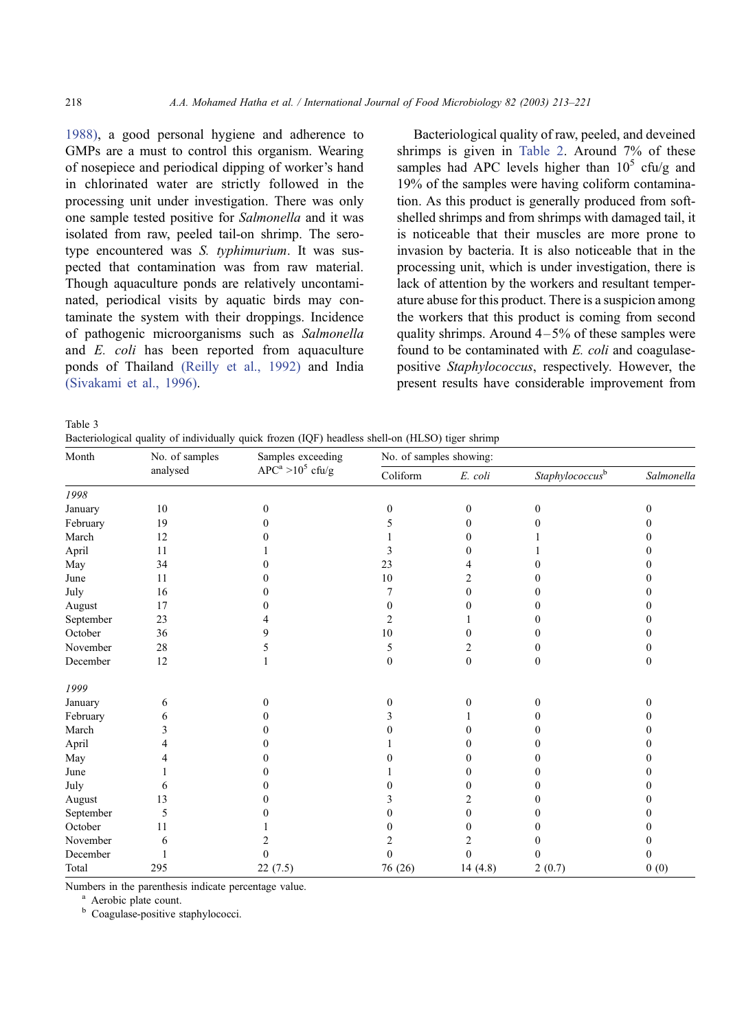1988), a good personal hygiene and adherence to GMPs are a must to control this organism. Wearing of nosepiece and periodical dipping of worker's hand in chlorinated water are strictly followed in the processing unit under investigation. There was only one sample tested positive for *Salmonella* and it was isolated from raw, peeled tail-on shrimp. The serotype encountered was *S. typhimurium*. It was suspected that contamination was from raw material. Though aquaculture ponds are relatively uncontaminated, periodical visits by aquatic birds may contaminate the system with their droppings. Incidence of pathogenic microorganisms such as *Salmonella* and *E. coli* has been reported from aquaculture ponds of Thailand (Reilly et al., 1992) and India (Sivakami et al., 1996).

Bacteriological quality of raw, peeled, and deveined shrimps is given in Table 2. Around 7% of these samples had APC levels higher than $10^5$ cfu/g and 19% of the samples were having coliform contamination. As this product is generally produced from soft-shelled shrimps and from shrimps with damaged tail, it is noticeable that their muscles are more prone to invasion by bacteria. It is also noticeable that in the processing unit, which is under investigation, there is lack of attention by the workers and resultant temperature abuse for this product. There is a suspicion among the workers that this product is coming from second quality shrimps. Around 4–5% of these samples were found to be contaminated with *E. coli* and coagulase-positive *Staphylococcus*, respectively. However, the present results have considerable improvement from

Table 3
Bacteriological quality of individually quick frozen (IQF) headless shell-on (HLSO) tiger shrimp

| Month | No. of samples analysed | Samples exceeding APC[a] $>10^5$ cfu/g | No. of samples showing: | | | |
|---|---|---|---|---|---|---|
| | | | Coliform | *E. coli* | *Staphylococcus*[b] | *Salmonella* |
| *1998* | | | | | | |
| January | 10 | 0 | 0 | 0 | 0 | 0 |
| February | 19 | 0 | 5 | 0 | 0 | 0 |
| March | 12 | 0 | 1 | 0 | 1 | 0 |
| April | 11 | 1 | 3 | 0 | 1 | 0 |
| May | 34 | 0 | 23 | 4 | 0 | 0 |
| June | 11 | 0 | 10 | 2 | 0 | 0 |
| July | 16 | 0 | 7 | 0 | 0 | 0 |
| August | 17 | 0 | 0 | 0 | 0 | 0 |
| September | 23 | 4 | 2 | 1 | 0 | 0 |
| October | 36 | 9 | 10 | 0 | 0 | 0 |
| November | 28 | 5 | 5 | 2 | 0 | 0 |
| December | 12 | 1 | 0 | 0 | 0 | 0 |
| *1999* | | | | | | |
| January | 6 | 0 | 0 | 0 | 0 | 0 |
| February | 6 | 0 | 3 | 1 | 0 | 0 |
| March | 3 | 0 | 0 | 0 | 0 | 0 |
| April | 4 | 0 | 1 | 0 | 0 | 0 |
| May | 4 | 0 | 0 | 0 | 0 | 0 |
| June | 1 | 0 | 1 | 0 | 0 | 0 |
| July | 6 | 0 | 0 | 0 | 0 | 0 |
| August | 13 | 0 | 3 | 2 | 0 | 0 |
| September | 5 | 0 | 0 | 0 | 0 | 0 |
| October | 11 | 1 | 0 | 0 | 0 | 0 |
| November | 6 | 2 | 2 | 2 | 0 | 0 |
| December | 1 | 0 | 0 | 0 | 0 | 0 |
| Total | 295 | 22 (7.5) | 76 (26) | 14 (4.8) | 2 (0.7) | 0 (0) |

Numbers in the parenthesis indicate percentage value.
[a] Aerobic plate count.
[b] Coagulase-positive staphylococci.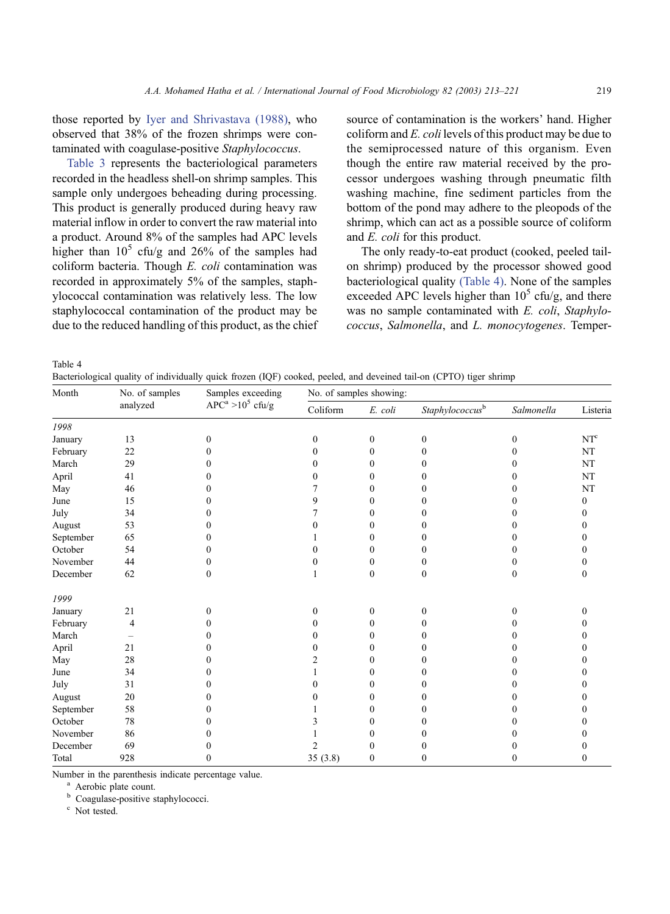those reported by Iyer and Shrivastava (1988), who observed that 38% of the frozen shrimps were contaminated with coagulase-positive *Staphylococcus*.

Table 3 represents the bacteriological parameters recorded in the headless shell-on shrimp samples. This sample only undergoes beheading during processing. This product is generally produced during heavy raw material inflow in order to convert the raw material into a product. Around 8% of the samples had APC levels higher than $10^5$ cfu/g and 26% of the samples had coliform bacteria. Though *E. coli* contamination was recorded in approximately 5% of the samples, staphylococcal contamination was relatively less. The low staphylococcal contamination of the product may be due to the reduced handling of this product, as the chief source of contamination is the workers' hand. Higher coliform and *E. coli* levels of this product may be due to the semiprocessed nature of this organism. Even though the entire raw material received by the processor undergoes washing through pneumatic filth washing machine, fine sediment particles from the bottom of the pond may adhere to the pleopods of the shrimp, which can act as a possible source of coliform and *E. coli* for this product.

The only ready-to-eat product (cooked, peeled tail-on shrimp) produced by the processor showed good bacteriological quality (Table 4). None of the samples exceeded APC levels higher than $10^5$ cfu/g, and there was no sample contaminated with *E. coli*, *Staphylococcus*, *Salmonella*, and *L. monocytogenes*. Temper-

Table 4
Bacteriological quality of individually quick frozen (IQF) cooked, peeled, and deveined tail-on (CPTO) tiger shrimp

| Month | No. of samples analyzed | Samples exceeding APC[a] $>10^5$ cfu/g | No. of samples showing: | | | | |
|---|---|---|---|---|---|---|---|
| | | | Coliform | *E. coli* | *Staphylococcus*[b] | *Salmonella* | Listeria |
| *1998* | | | | | | | |
| January | 13 | 0 | 0 | 0 | 0 | 0 | NT[c] |
| February | 22 | 0 | 0 | 0 | 0 | 0 | NT |
| March | 29 | 0 | 0 | 0 | 0 | 0 | NT |
| April | 41 | 0 | 0 | 0 | 0 | 0 | NT |
| May | 46 | 0 | 7 | 0 | 0 | 0 | NT |
| June | 15 | 0 | 9 | 0 | 0 | 0 | 0 |
| July | 34 | 0 | 7 | 0 | 0 | 0 | 0 |
| August | 53 | 0 | 0 | 0 | 0 | 0 | 0 |
| September | 65 | 0 | 1 | 0 | 0 | 0 | 0 |
| October | 54 | 0 | 0 | 0 | 0 | 0 | 0 |
| November | 44 | 0 | 0 | 0 | 0 | 0 | 0 |
| December | 62 | 0 | 1 | 0 | 0 | 0 | 0 |
| *1999* | | | | | | | |
| January | 21 | 0 | 0 | 0 | 0 | 0 | 0 |
| February | 4 | 0 | 0 | 0 | 0 | 0 | 0 |
| March | – | 0 | 0 | 0 | 0 | 0 | 0 |
| April | 21 | 0 | 0 | 0 | 0 | 0 | 0 |
| May | 28 | 0 | 2 | 0 | 0 | 0 | 0 |
| June | 34 | 0 | 1 | 0 | 0 | 0 | 0 |
| July | 31 | 0 | 0 | 0 | 0 | 0 | 0 |
| August | 20 | 0 | 0 | 0 | 0 | 0 | 0 |
| September | 58 | 0 | 1 | 0 | 0 | 0 | 0 |
| October | 78 | 0 | 3 | 0 | 0 | 0 | 0 |
| November | 86 | 0 | 1 | 0 | 0 | 0 | 0 |
| December | 69 | 0 | 2 | 0 | 0 | 0 | 0 |
| Total | 928 | 0 | 35 (3.8) | 0 | 0 | 0 | 0 |

Number in the parenthesis indicate percentage value.
[a] Aerobic plate count.
[b] Coagulase-positive staphylococci.
[c] Not tested.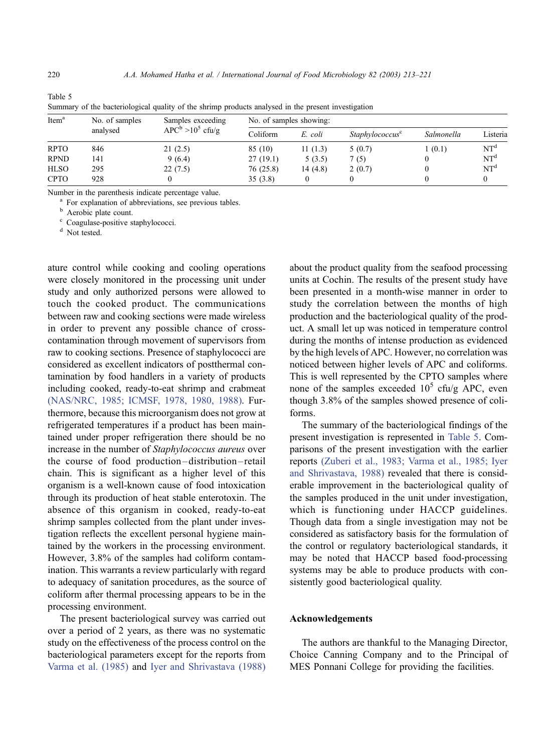Table 5
Summary of the bacteriological quality of the shrimp products analysed in the present investigation

| Item[a] | No. of samples analysed | Samples exceeding APC[b] $>10^5$ cfu/g | No. of samples showing: | | | | |
|---|---|---|---|---|---|---|---|
| | | | Coliform | *E. coli* | *Staphylococcus*[c] | *Salmonella* | Listeria |
| RPTO | 846 | 21 (2.5) | 85 (10) | 11 (1.3) | 5 (0.7) | 1 (0.1) | NT[d] |
| RPND | 141 | 9 (6.4) | 27 (19.1) | 5 (3.5) | 7 (5) | 0 | NT[d] |
| HLSO | 295 | 22 (7.5) | 76 (25.8) | 14 (4.8) | 2 (0.7) | 0 | NT[d] |
| CPTO | 928 | 0 | 35 (3.8) | 0 | 0 | 0 | 0 |

Number in the parenthesis indicate percentage value.
[a] For explanation of abbreviations, see previous tables.
[b] Aerobic plate count.
[c] Coagulase-positive staphylococci.
[d] Not tested.

ature control while cooking and cooling operations were closely monitored in the processing unit under study and only authorized persons were allowed to touch the cooked product. The communications between raw and cooking sections were made wireless in order to prevent any possible chance of cross-contamination through movement of supervisors from raw to cooking sections. Presence of staphylococci are considered as excellent indicators of postthermal contamination by food handlers in a variety of products including cooked, ready-to-eat shrimp and crabmeat (NAS/NRC, 1985; ICMSF, 1978, 1980, 1988). Furthermore, because this microorganism does not grow at refrigerated temperatures if a product has been maintained under proper refrigeration there should be no increase in the number of *Staphylococcus aureus* over the course of food production–distribution–retail chain. This is significant as a higher level of this organism is a well-known cause of food intoxication through its production of heat stable enterotoxin. The absence of this organism in cooked, ready-to-eat shrimp samples collected from the plant under investigation reflects the excellent personal hygiene maintained by the workers in the processing environment. However, 3.8% of the samples had coliform contamination. This warrants a review particularly with regard to adequacy of sanitation procedures, as the source of coliform after thermal processing appears to be in the processing environment.

The present bacteriological survey was carried out over a period of 2 years, as there was no systematic study on the effectiveness of the process control on the bacteriological parameters except for the reports from Varma et al. (1985) and Iyer and Shrivastava (1988) about the product quality from the seafood processing units at Cochin. The results of the present study have been presented in a month-wise manner in order to study the correlation between the months of high production and the bacteriological quality of the product. A small let up was noticed in temperature control during the months of intense production as evidenced by the high levels of APC. However, no correlation was noticed between higher levels of APC and coliforms. This is well represented by the CPTO samples where none of the samples exceeded $10^5$ cfu/g APC, even though 3.8% of the samples showed presence of coliforms.

The summary of the bacteriological findings of the present investigation is represented in Table 5. Comparisons of the present investigation with the earlier reports (Zuberi et al., 1983; Varma et al., 1985; Iyer and Shrivastava, 1988) revealed that there is considerable improvement in the bacteriological quality of the samples produced in the unit under investigation, which is functioning under HACCP guidelines. Though data from a single investigation may not be considered as satisfactory basis for the formulation of the control or regulatory bacteriological standards, it may be noted that HACCP based food-processing systems may be able to produce products with consistently good bacteriological quality.

## Acknowledgements

The authors are thankful to the Managing Director, Choice Canning Company and to the Principal of MES Ponnani College for providing the facilities.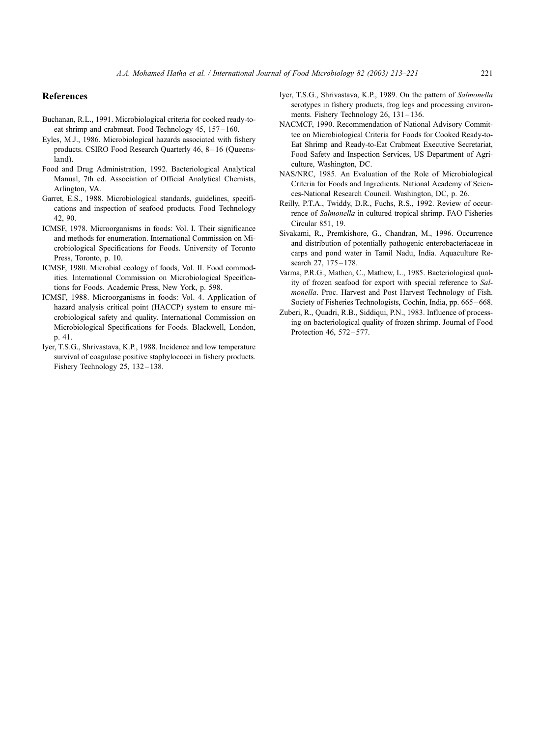## References

Buchanan, R.L., 1991. Microbiological criteria for cooked ready-to-eat shrimp and crabmeat. Food Technology 45, 157–160.

Eyles, M.J., 1986. Microbiological hazards associated with fishery products. CSIRO Food Research Quarterly 46, 8–16 (Queensland).

Food and Drug Administration, 1992. Bacteriological Analytical Manual, 7th ed. Association of Official Analytical Chemists, Arlington, VA.

Garret, E.S., 1988. Microbiological standards, guidelines, specifications and inspection of seafood products. Food Technology 42, 90.

ICMSF, 1978. Microorganisms in foods: Vol. I. Their significance and methods for enumeration. International Commission on Microbiological Specifications for Foods. University of Toronto Press, Toronto, p. 10.

ICMSF, 1980. Microbial ecology of foods, Vol. II. Food commodities. International Commission on Microbiological Specifications for Foods. Academic Press, New York, p. 598.

ICMSF, 1988. Microorganisms in foods: Vol. 4. Application of hazard analysis critical point (HACCP) system to ensure microbiological safety and quality. International Commission on Microbiological Specifications for Foods. Blackwell, London, p. 41.

Iyer, T.S.G., Shrivastava, K.P., 1988. Incidence and low temperature survival of coagulase positive staphylococci in fishery products. Fishery Technology 25, 132–138.

Iyer, T.S.G., Shrivastava, K.P., 1989. On the pattern of *Salmonella* serotypes in fishery products, frog legs and processing environments. Fishery Technology 26, 131–136.

NACMCF, 1990. Recommendation of National Advisory Committee on Microbiological Criteria for Foods for Cooked Ready-to-Eat Shrimp and Ready-to-Eat Crabmeat Executive Secretariat, Food Safety and Inspection Services, US Department of Agriculture, Washington, DC.

NAS/NRC, 1985. An Evaluation of the Role of Microbiological Criteria for Foods and Ingredients. National Academy of Sciences-National Research Council. Washington, DC, p. 26.

Reilly, P.T.A., Twiddy, D.R., Fuchs, R.S., 1992. Review of occurrence of *Salmonella* in cultured tropical shrimp. FAO Fisheries Circular 851, 19.

Sivakami, R., Premkishore, G., Chandran, M., 1996. Occurrence and distribution of potentially pathogenic enterobacteriaceae in carps and pond water in Tamil Nadu, India. Aquaculture Research 27, 175–178.

Varma, P.R.G., Mathen, C., Mathew, L., 1985. Bacteriological quality of frozen seafood for export with special reference to *Salmonella*. Proc. Harvest and Post Harvest Technology of Fish. Society of Fisheries Technologists, Cochin, India, pp. 665–668.

Zuberi, R., Quadri, R.B., Siddiqui, P.N., 1983. Influence of processing on bacteriological quality of frozen shrimp. Journal of Food Protection 46, 572–577.